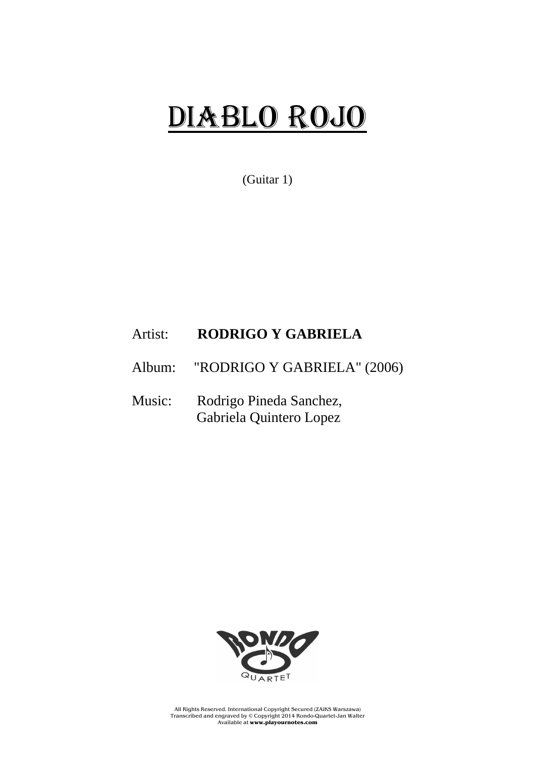# DIABLO ROJO

(Guitar 1)

Artist: **RODRIGO Y GABRIELA**

Album: "RODRIGO Y GABRIELA" (2006)

Music: Rodrigo Pineda Sanchez,
Gabriela Quintero Lopez

All Rights Reserved. International Copyright Secured (ZAiKS Warszawa)
Transcribed and engraved by © Copyright 2014 Rondo-Quartet-Jan Walter
Available at **www.playournotes.com**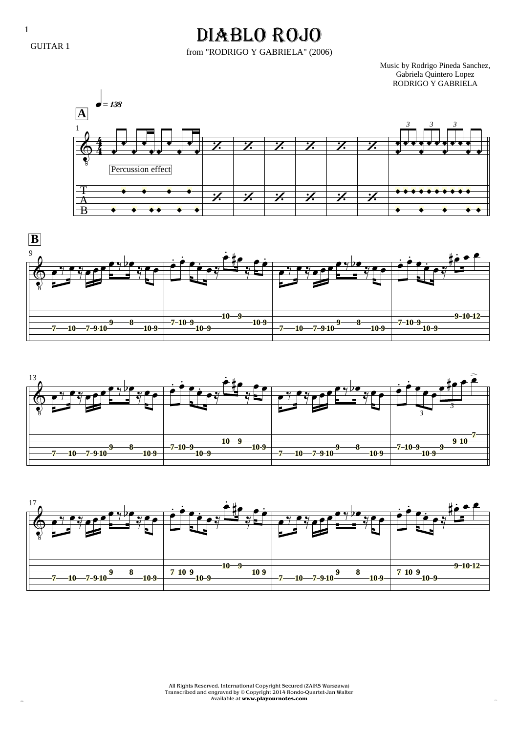# DIABLO ROJO

GUITAR 1

from "RODRIGO Y GABRIELA" (2006)

Music by Rodrigo Pineda Sanchez,
Gabriela Quintero Lopez
RODRIGO Y GABRIELA

All Rights Reserved. International Copyright Secured (ZAiKS Warszawa)
Transcribed and engraved by © Copyright 2014 Rondo-Quartet-Jan Walter
Available at **www.playournotes.com**